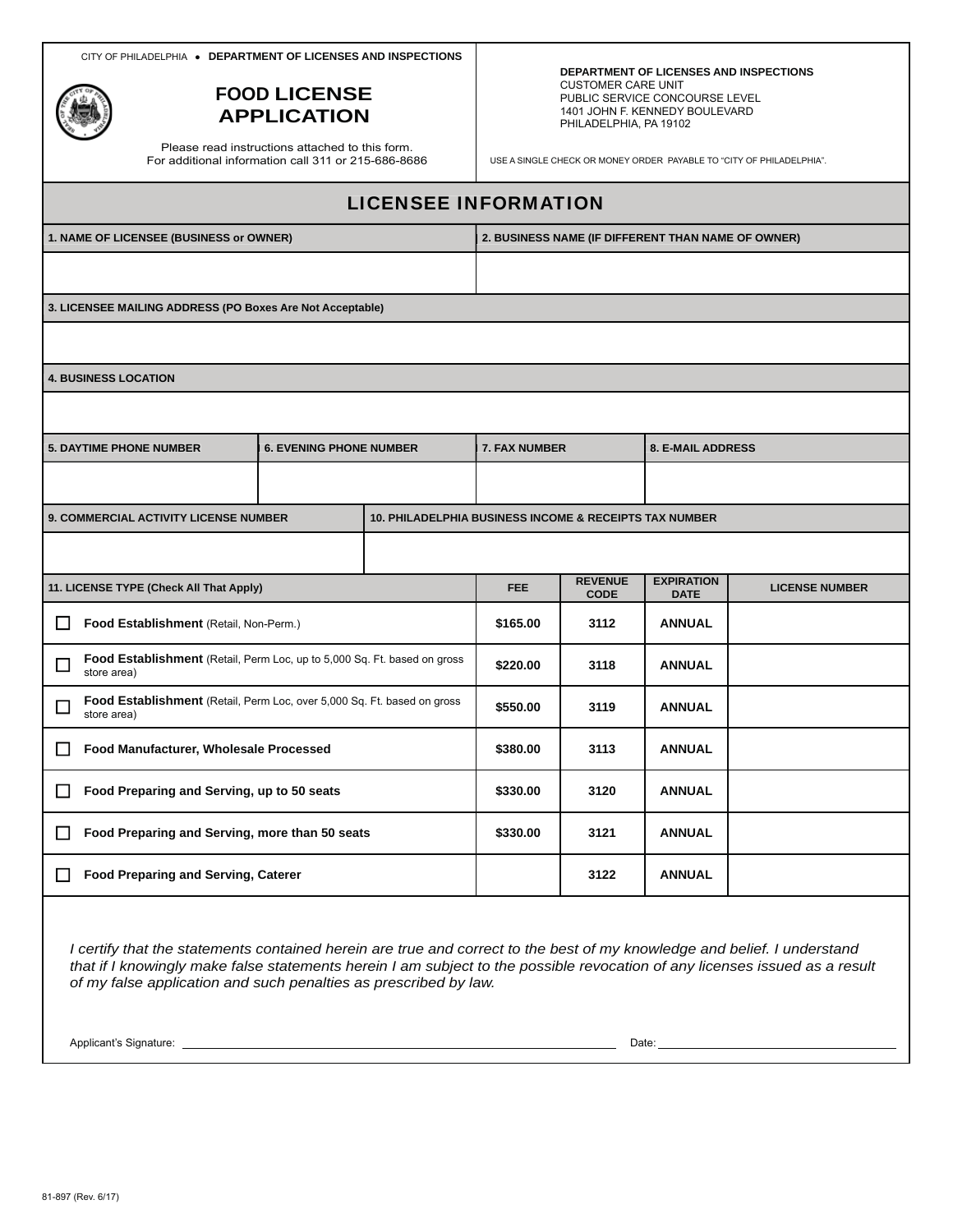CITY OF PHILADELPHIA • **DEPARTMENT OF LICENSES AND INSPECTIONS**

# FOOD LICENSE APPLICATION

Please read instructions attached to this form.
For additional information call 311 or 215-686-8686

**DEPARTMENT OF LICENSES AND INSPECTIONS**
CUSTOMER CARE UNIT
PUBLIC SERVICE CONCOURSE LEVEL
1401 JOHN F. KENNEDY BOULEVARD
PHILADELPHIA, PA 19102

USE A SINGLE CHECK OR MONEY ORDER PAYABLE TO "CITY OF PHILADELPHIA".

## LICENSEE INFORMATION

| 1. NAME OF LICENSEE (BUSINESS or OWNER) | 2. BUSINESS NAME (IF DIFFERENT THAN NAME OF OWNER) |
|---|---|
| | |

| 3. LICENSEE MAILING ADDRESS (PO Boxes Are Not Acceptable) |
|---|
| |

| 4. BUSINESS LOCATION |
|---|
| |

| 5. DAYTIME PHONE NUMBER | 6. EVENING PHONE NUMBER | 7. FAX NUMBER | 8. E-MAIL ADDRESS |
|---|---|---|---|
| | | | |

| 9. COMMERCIAL ACTIVITY LICENSE NUMBER | 10. PHILADELPHIA BUSINESS INCOME & RECEIPTS TAX NUMBER |
|---|---|
| | |

| 11. LICENSE TYPE (Check All That Apply) | FEE | REVENUE CODE | EXPIRATION DATE | LICENSE NUMBER |
|---|---|---|---|---|
| ☐ **Food Establishment** (Retail, Non-Perm.) | $165.00 | 3112 | ANNUAL | |
| ☐ **Food Establishment** (Retail, Perm Loc, up to 5,000 Sq. Ft. based on gross store area) | $220.00 | 3118 | ANNUAL | |
| ☐ **Food Establishment** (Retail, Perm Loc, over 5,000 Sq. Ft. based on gross store area) | $550.00 | 3119 | ANNUAL | |
| ☐ **Food Manufacturer, Wholesale Processed** | $380.00 | 3113 | ANNUAL | |
| ☐ **Food Preparing and Serving, up to 50 seats** | $330.00 | 3120 | ANNUAL | |
| ☐ **Food Preparing and Serving, more than 50 seats** | $330.00 | 3121 | ANNUAL | |
| ☐ **Food Preparing and Serving, Caterer** | | 3122 | ANNUAL | |

*I certify that the statements contained herein are true and correct to the best of my knowledge and belief. I understand that if I knowingly make false statements herein I am subject to the possible revocation of any licenses issued as a result of my false application and such penalties as prescribed by law.*

Applicant's Signature: ______________________________ Date: ____________________

81-897 (Rev. 6/17)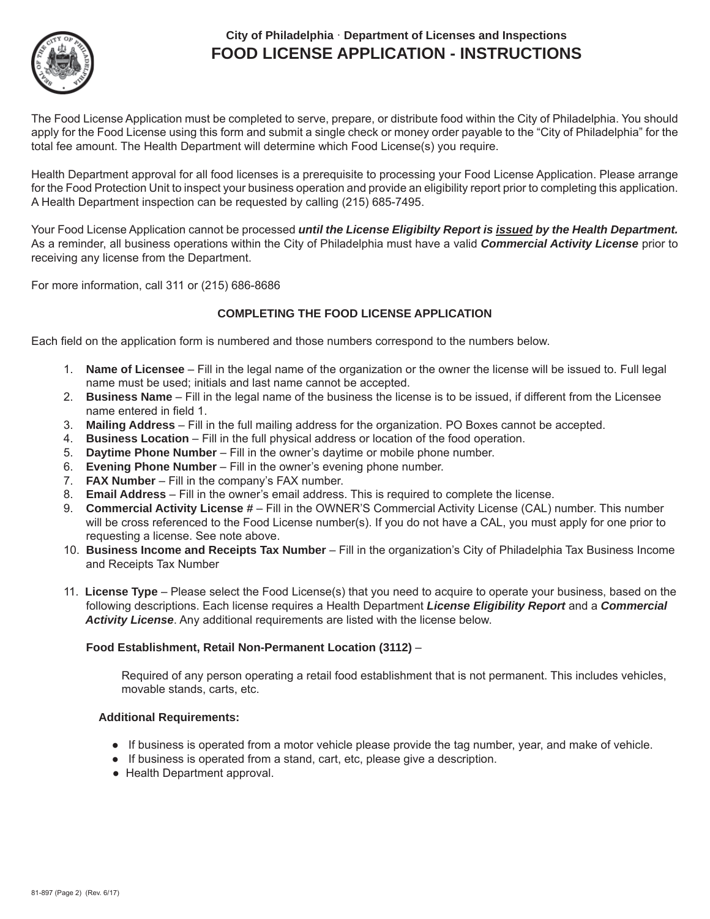City of Philadelphia · Department of Licenses and Inspections

# FOOD LICENSE APPLICATION - INSTRUCTIONS

The Food License Application must be completed to serve, prepare, or distribute food within the City of Philadelphia. You should apply for the Food License using this form and submit a single check or money order payable to the "City of Philadelphia" for the total fee amount. The Health Department will determine which Food License(s) you require.

Health Department approval for all food licenses is a prerequisite to processing your Food License Application. Please arrange for the Food Protection Unit to inspect your business operation and provide an eligibility report prior to completing this application. A Health Department inspection can be requested by calling (215) 685-7495.

Your Food License Application cannot be processed ***until the License Eligibilty Report is issued by the Health Department.*** As a reminder, all business operations within the City of Philadelphia must have a valid ***Commercial Activity License*** prior to receiving any license from the Department.

For more information, call 311 or (215) 686-8686

## COMPLETING THE FOOD LICENSE APPLICATION

Each field on the application form is numbered and those numbers correspond to the numbers below.

1. **Name of Licensee** – Fill in the legal name of the organization or the owner the license will be issued to. Full legal name must be used; initials and last name cannot be accepted.
2. **Business Name** – Fill in the legal name of the business the license is to be issued, if different from the Licensee name entered in field 1.
3. **Mailing Address** – Fill in the full mailing address for the organization. PO Boxes cannot be accepted.
4. **Business Location** – Fill in the full physical address or location of the food operation.
5. **Daytime Phone Number** – Fill in the owner's daytime or mobile phone number.
6. **Evening Phone Number** – Fill in the owner's evening phone number.
7. **FAX Number** – Fill in the company's FAX number.
8. **Email Address** – Fill in the owner's email address. This is required to complete the license.
9. **Commercial Activity License #** – Fill in the OWNER'S Commercial Activity License (CAL) number. This number will be cross referenced to the Food License number(s). If you do not have a CAL, you must apply for one prior to requesting a license. See note above.
10. **Business Income and Receipts Tax Number** – Fill in the organization's City of Philadelphia Tax Business Income and Receipts Tax Number
11. **License Type** – Please select the Food License(s) that you need to acquire to operate your business, based on the following descriptions. Each license requires a Health Department ***License Eligibility Report*** and a ***Commercial Activity License***. Any additional requirements are listed with the license below.

**Food Establishment, Retail Non-Permanent Location (3112)** –

Required of any person operating a retail food establishment that is not permanent. This includes vehicles, movable stands, carts, etc.

**Additional Requirements:**

- If business is operated from a motor vehicle please provide the tag number, year, and make of vehicle.
- If business is operated from a stand, cart, etc, please give a description.
- Health Department approval.

81-897 (Page 2) (Rev. 6/17)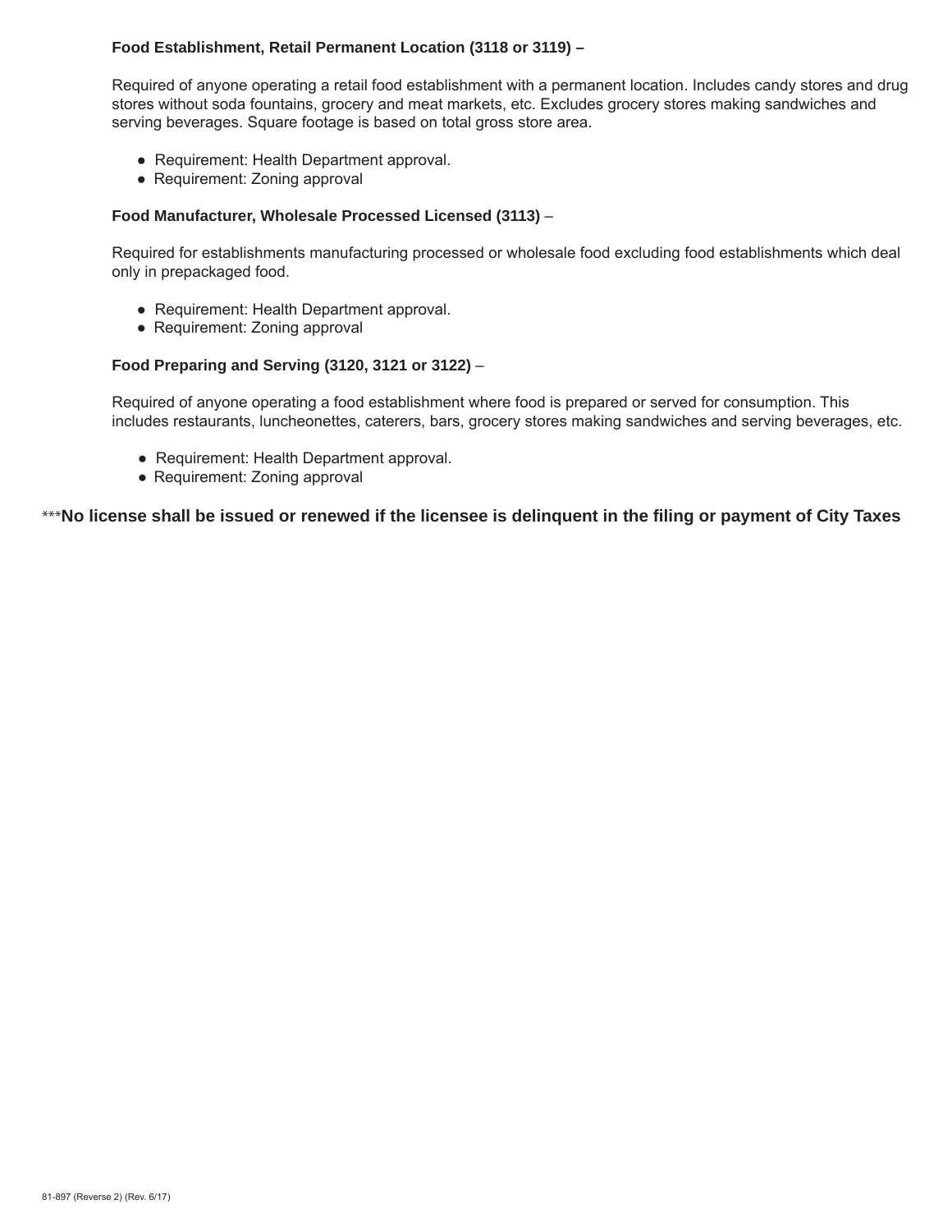**Food Establishment, Retail Permanent Location (3118 or 3119) –**

Required of anyone operating a retail food establishment with a permanent location. Includes candy stores and drug stores without soda fountains, grocery and meat markets, etc. Excludes grocery stores making sandwiches and serving beverages. Square footage is based on total gross store area.

- Requirement: Health Department approval.
- Requirement: Zoning approval

**Food Manufacturer, Wholesale Processed Licensed (3113)** –

Required for establishments manufacturing processed or wholesale food excluding food establishments which deal only in prepackaged food.

- Requirement: Health Department approval.
- Requirement: Zoning approval

**Food Preparing and Serving (3120, 3121 or 3122)** –

Required of anyone operating a food establishment where food is prepared or served for consumption. This includes restaurants, luncheonettes, caterers, bars, grocery stores making sandwiches and serving beverages, etc.

- Requirement: Health Department approval.
- Requirement: Zoning approval

***__No license shall be issued or renewed if the licensee is delinquent in the filing or payment of City Taxes__

81-897 (Reverse 2) (Rev. 6/17)